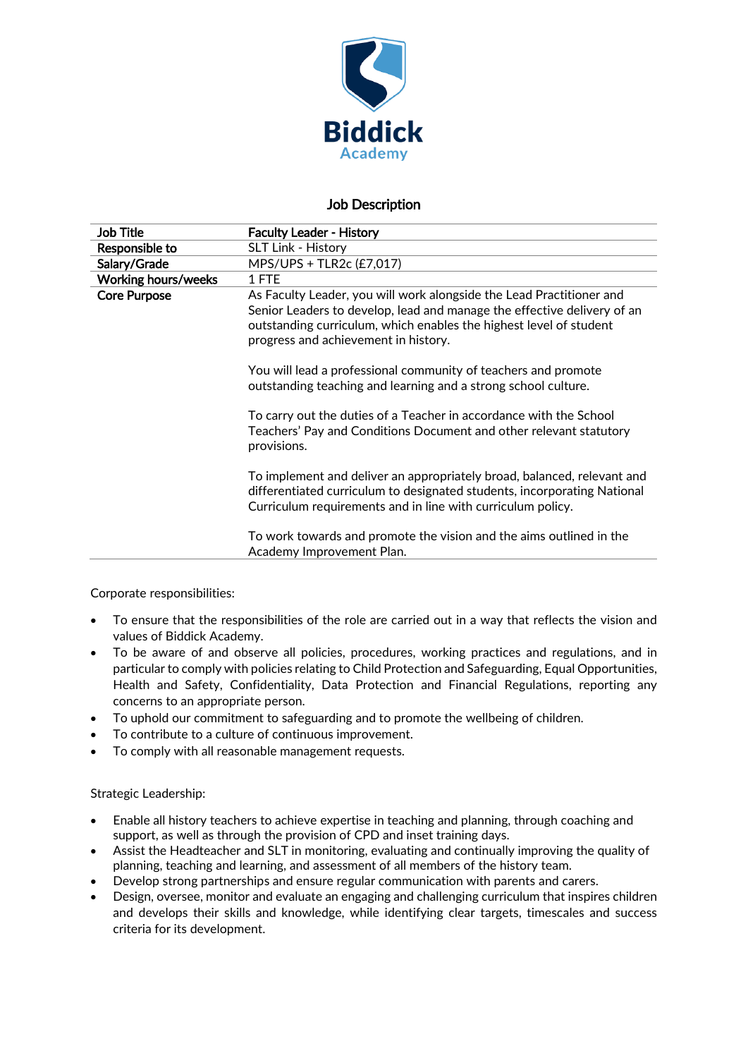# Biddick Academy

## Job Description

| Job Title | Faculty Leader - History |
|---|---|
| Responsible to | SLT Link - History |
| Salary/Grade | MPS/UPS + TLR2c (£7,017) |
| Working hours/weeks | 1 FTE |
| Core Purpose | As Faculty Leader, you will work alongside the Lead Practitioner and Senior Leaders to develop, lead and manage the effective delivery of an outstanding curriculum, which enables the highest level of student progress and achievement in history.<br><br>You will lead a professional community of teachers and promote outstanding teaching and learning and a strong school culture.<br><br>To carry out the duties of a Teacher in accordance with the School Teachers' Pay and Conditions Document and other relevant statutory provisions.<br><br>To implement and deliver an appropriately broad, balanced, relevant and differentiated curriculum to designated students, incorporating National Curriculum requirements and in line with curriculum policy.<br><br>To work towards and promote the vision and the aims outlined in the Academy Improvement Plan. |

Corporate responsibilities:

- To ensure that the responsibilities of the role are carried out in a way that reflects the vision and values of Biddick Academy.
- To be aware of and observe all policies, procedures, working practices and regulations, and in particular to comply with policies relating to Child Protection and Safeguarding, Equal Opportunities, Health and Safety, Confidentiality, Data Protection and Financial Regulations, reporting any concerns to an appropriate person.
- To uphold our commitment to safeguarding and to promote the wellbeing of children.
- To contribute to a culture of continuous improvement.
- To comply with all reasonable management requests.

Strategic Leadership:

- Enable all history teachers to achieve expertise in teaching and planning, through coaching and support, as well as through the provision of CPD and inset training days.
- Assist the Headteacher and SLT in monitoring, evaluating and continually improving the quality of planning, teaching and learning, and assessment of all members of the history team.
- Develop strong partnerships and ensure regular communication with parents and carers.
- Design, oversee, monitor and evaluate an engaging and challenging curriculum that inspires children and develops their skills and knowledge, while identifying clear targets, timescales and success criteria for its development.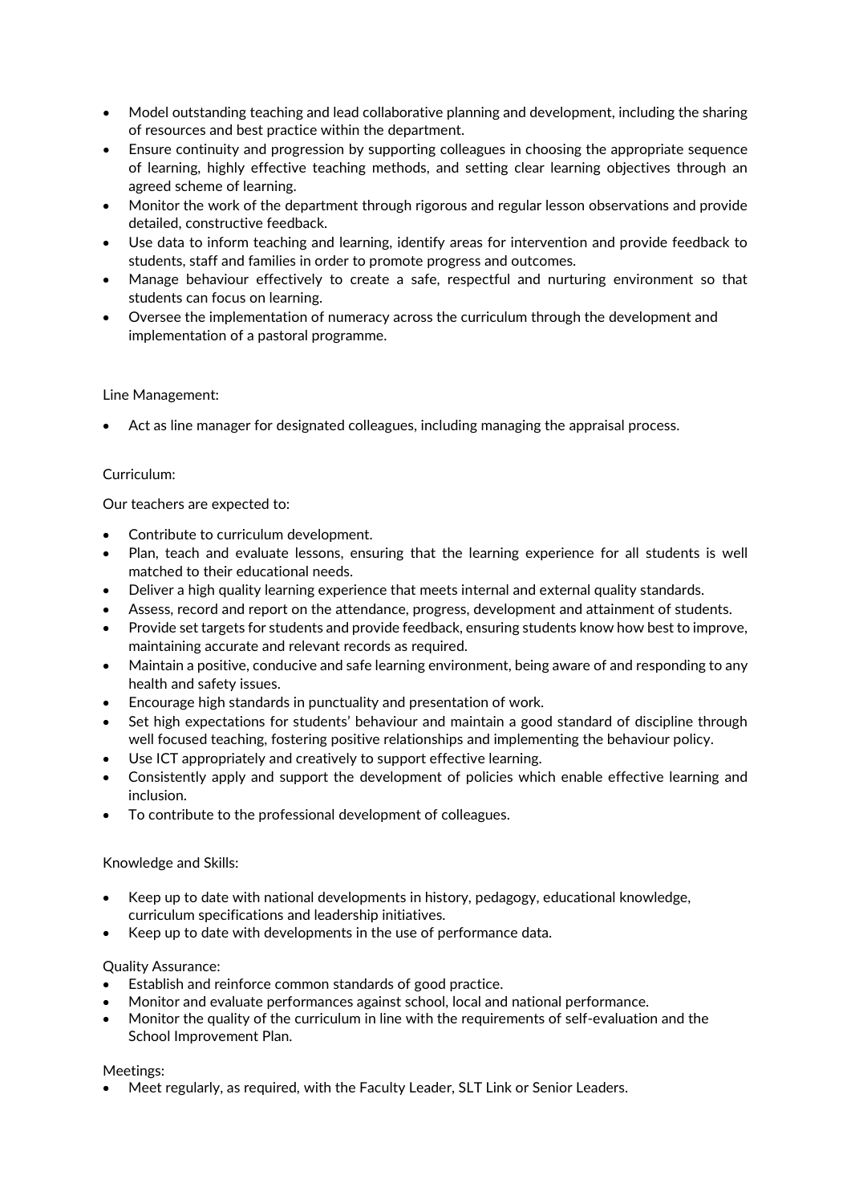- Model outstanding teaching and lead collaborative planning and development, including the sharing of resources and best practice within the department.
- Ensure continuity and progression by supporting colleagues in choosing the appropriate sequence of learning, highly effective teaching methods, and setting clear learning objectives through an agreed scheme of learning.
- Monitor the work of the department through rigorous and regular lesson observations and provide detailed, constructive feedback.
- Use data to inform teaching and learning, identify areas for intervention and provide feedback to students, staff and families in order to promote progress and outcomes.
- Manage behaviour effectively to create a safe, respectful and nurturing environment so that students can focus on learning.
- Oversee the implementation of numeracy across the curriculum through the development and implementation of a pastoral programme.

Line Management:

- Act as line manager for designated colleagues, including managing the appraisal process.

Curriculum:

Our teachers are expected to:

- Contribute to curriculum development.
- Plan, teach and evaluate lessons, ensuring that the learning experience for all students is well matched to their educational needs.
- Deliver a high quality learning experience that meets internal and external quality standards.
- Assess, record and report on the attendance, progress, development and attainment of students.
- Provide set targets for students and provide feedback, ensuring students know how best to improve, maintaining accurate and relevant records as required.
- Maintain a positive, conducive and safe learning environment, being aware of and responding to any health and safety issues.
- Encourage high standards in punctuality and presentation of work.
- Set high expectations for students' behaviour and maintain a good standard of discipline through well focused teaching, fostering positive relationships and implementing the behaviour policy.
- Use ICT appropriately and creatively to support effective learning.
- Consistently apply and support the development of policies which enable effective learning and inclusion.
- To contribute to the professional development of colleagues.

Knowledge and Skills:

- Keep up to date with national developments in history, pedagogy, educational knowledge, curriculum specifications and leadership initiatives.
- Keep up to date with developments in the use of performance data.

Quality Assurance:

- Establish and reinforce common standards of good practice.
- Monitor and evaluate performances against school, local and national performance.
- Monitor the quality of the curriculum in line with the requirements of self-evaluation and the School Improvement Plan.

Meetings:

- Meet regularly, as required, with the Faculty Leader, SLT Link or Senior Leaders.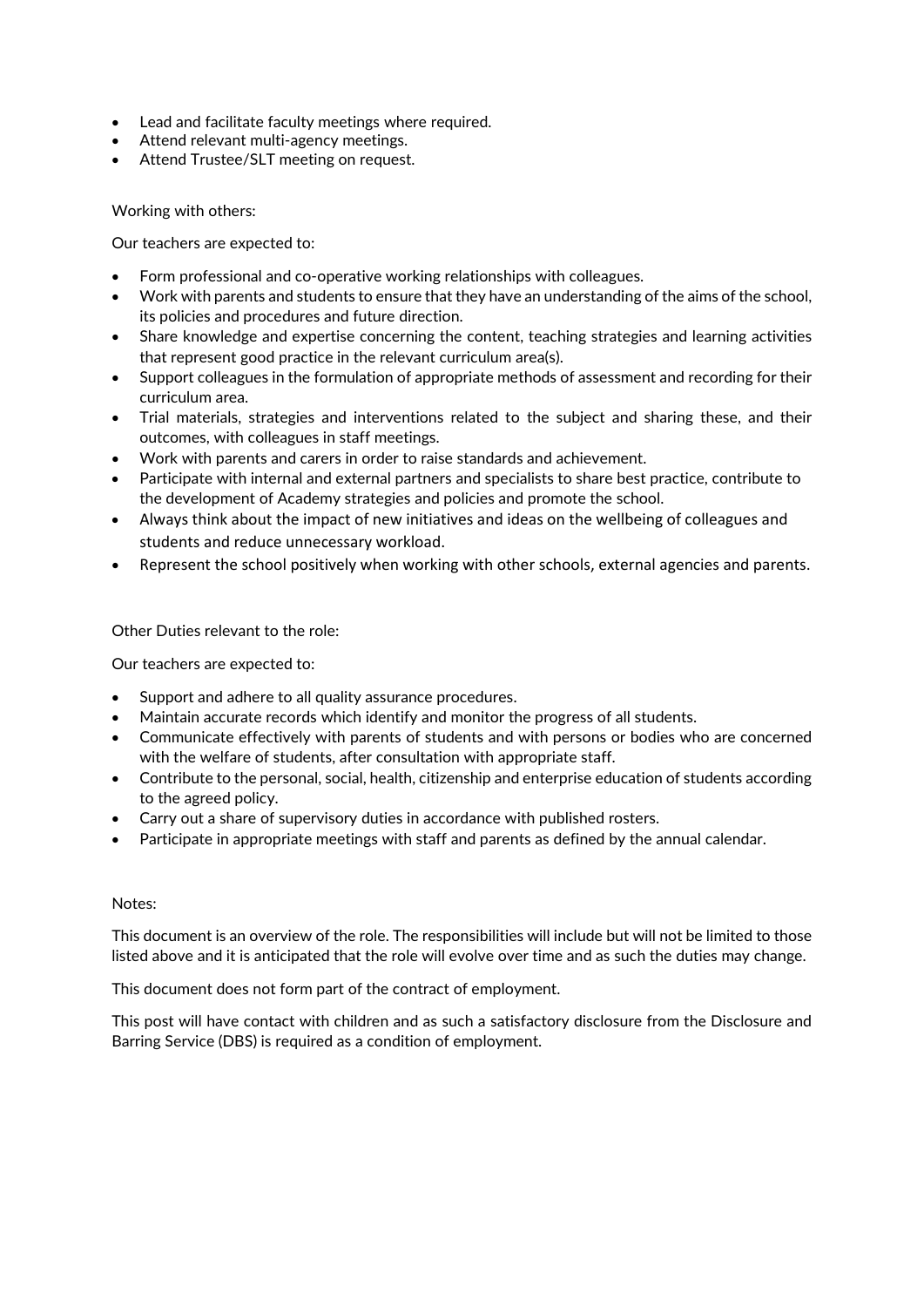- Lead and facilitate faculty meetings where required.
- Attend relevant multi-agency meetings.
- Attend Trustee/SLT meeting on request.

Working with others:

Our teachers are expected to:

- Form professional and co-operative working relationships with colleagues.
- Work with parents and students to ensure that they have an understanding of the aims of the school, its policies and procedures and future direction.
- Share knowledge and expertise concerning the content, teaching strategies and learning activities that represent good practice in the relevant curriculum area(s).
- Support colleagues in the formulation of appropriate methods of assessment and recording for their curriculum area.
- Trial materials, strategies and interventions related to the subject and sharing these, and their outcomes, with colleagues in staff meetings.
- Work with parents and carers in order to raise standards and achievement.
- Participate with internal and external partners and specialists to share best practice, contribute to the development of Academy strategies and policies and promote the school.
- Always think about the impact of new initiatives and ideas on the wellbeing of colleagues and students and reduce unnecessary workload.
- Represent the school positively when working with other schools, external agencies and parents.

Other Duties relevant to the role:

Our teachers are expected to:

- Support and adhere to all quality assurance procedures.
- Maintain accurate records which identify and monitor the progress of all students.
- Communicate effectively with parents of students and with persons or bodies who are concerned with the welfare of students, after consultation with appropriate staff.
- Contribute to the personal, social, health, citizenship and enterprise education of students according to the agreed policy.
- Carry out a share of supervisory duties in accordance with published rosters.
- Participate in appropriate meetings with staff and parents as defined by the annual calendar.

Notes:

This document is an overview of the role. The responsibilities will include but will not be limited to those listed above and it is anticipated that the role will evolve over time and as such the duties may change.

This document does not form part of the contract of employment.

This post will have contact with children and as such a satisfactory disclosure from the Disclosure and Barring Service (DBS) is required as a condition of employment.